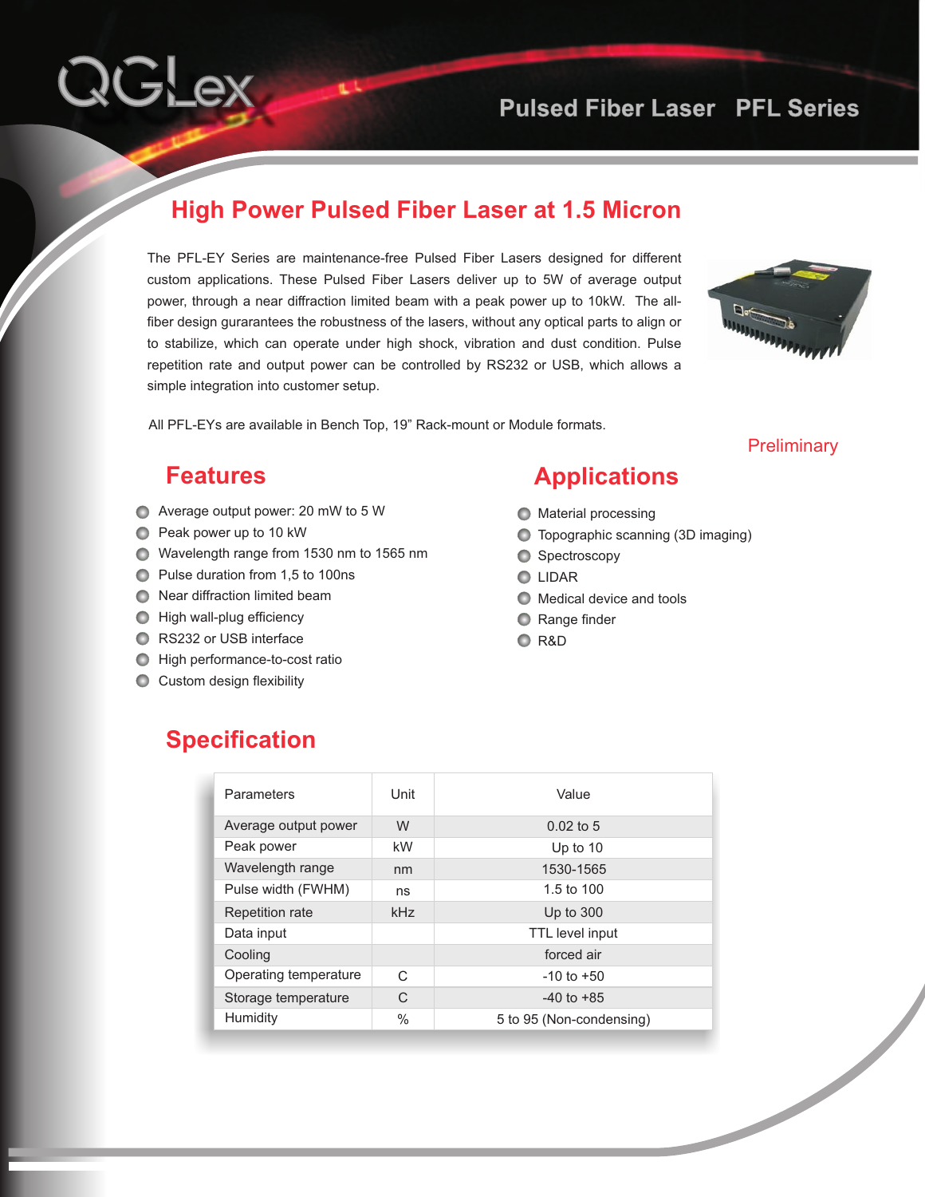QGLex

Pulsed Fiber Laser PFL Series

# High Power Pulsed Fiber Laser at 1.5 Micron

The PFL-EY Series are maintenance-free Pulsed Fiber Lasers designed for different custom applications. These Pulsed Fiber Lasers deliver up to 5W of average output power, through a near diffraction limited beam with a peak power up to 10kW. The all-fiber design gurarantees the robustness of the lasers, without any optical parts to align or to stabilize, which can operate under high shock, vibration and dust condition. Pulse repetition rate and output power can be controlled by RS232 or USB, which allows a simple integration into customer setup.

All PFL-EYs are available in Bench Top, 19" Rack-mount or Module formats.

Preliminary

## Features

- Average output power: 20 mW to 5 W
- Peak power up to 10 kW
- Wavelength range from 1530 nm to 1565 nm
- Pulse duration from 1,5 to 100ns
- Near diffraction limited beam
- High wall-plug efficiency
- RS232 or USB interface
- High performance-to-cost ratio
- Custom design flexibility

## Applications

- Material processing
- Topographic scanning (3D imaging)
- Spectroscopy
- LIDAR
- Medical device and tools
- Range finder
- R&D

## Specification

| Parameters | Unit | Value |
|---|---|---|
| Average output power | W | 0.02 to 5 |
| Peak power | kW | Up to 10 |
| Wavelength range | nm | 1530-1565 |
| Pulse width (FWHM) | ns | 1.5 to 100 |
| Repetition rate | kHz | Up to 300 |
| Data input | | TTL level input |
| Cooling | | forced air |
| Operating temperature | C | -10 to +50 |
| Storage temperature | C | -40 to +85 |
| Humidity | % | 5 to 95 (Non-condensing) |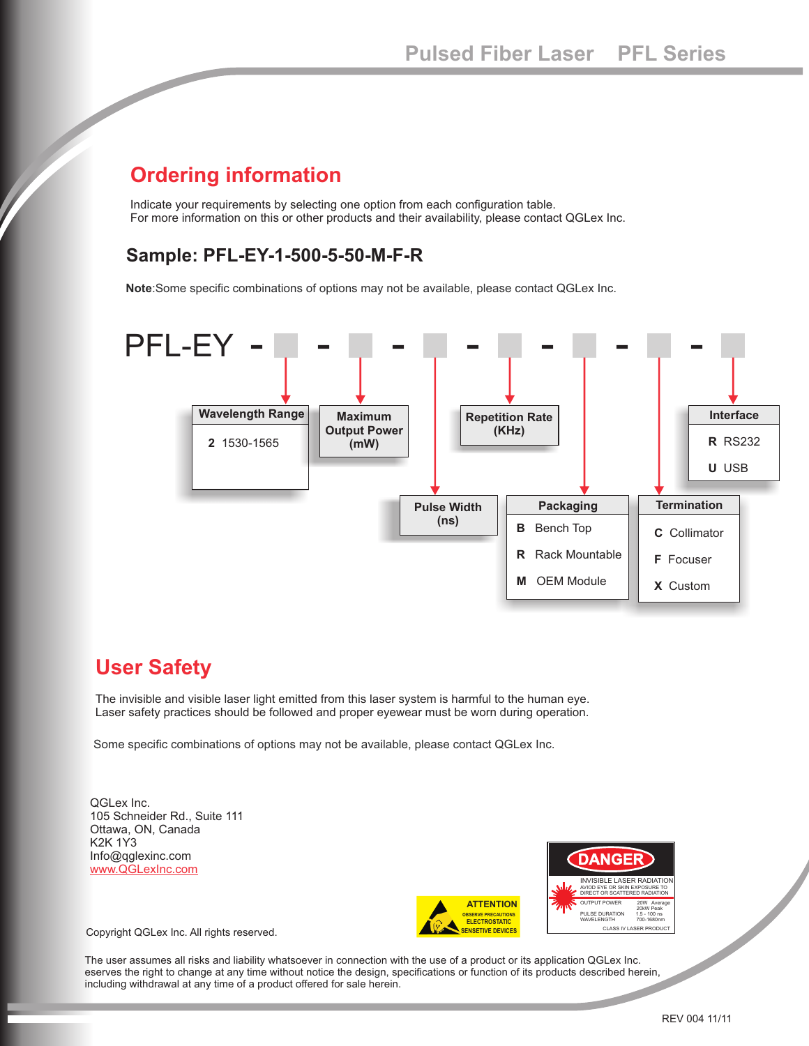## Ordering information

Indicate your requirements by selecting one option from each configuration table.
For more information on this or other products and their availability, please contact QGLex Inc.

### Sample: PFL-EY-1-500-5-50-M-F-R

**Note**:Some specific combinations of options may not be available, please contact QGLex Inc.

PFL-EY - ▢ - ▢ - ▢ - ▢ - ▢ - ▢ - ▢

**Wavelength Range**

- **2** 1530-1565

**Maximum Output Power (mW)**

**Pulse Width (ns)**

**Repetition Rate (KHz)**

**Packaging**

- **B** Bench Top
- **R** Rack Mountable
- **M** OEM Module

**Termination**

- **C** Collimator
- **F** Focuser
- **X** Custom

**Interface**

- **R** RS232
- **U** USB

## User Safety

The invisible and visible laser light emitted from this laser system is harmful to the human eye.
Laser safety practices should be followed and proper eyewear must be worn during operation.

Some specific combinations of options may not be available, please contact QGLex Inc.

QGLex Inc.
105 Schneider Rd., Suite 111
Ottawa, ON, Canada
K2K 1Y3
Info@qglexinc.com
www.QGLexInc.com

ATTENTION
OBSERVE PRECAUTIONS
ELECTROSTATIC
SENSETIVE DEVICES

DANGER
INVISIBLE LASER RADIATION
AVIOD EYE OR SKIN EXPOSURE TO DIRECT OR SCATTERED RADIATION
OUTPUT POWER 20W Average 20kW Peak
PULSE DURATION 1.5 - 100 ns
WAVELENGTH 700-1680nm
CLASS IV LASER PRODUCT

Copyright QGLex Inc. All rights reserved.

The user assumes all risks and liability whatsoever in connection with the use of a product or its application QGLex Inc. eserves the right to change at any time without notice the design, specifications or function of its products described herein, including withdrawal at any time of a product offered for sale herein.

REV 004 11/11